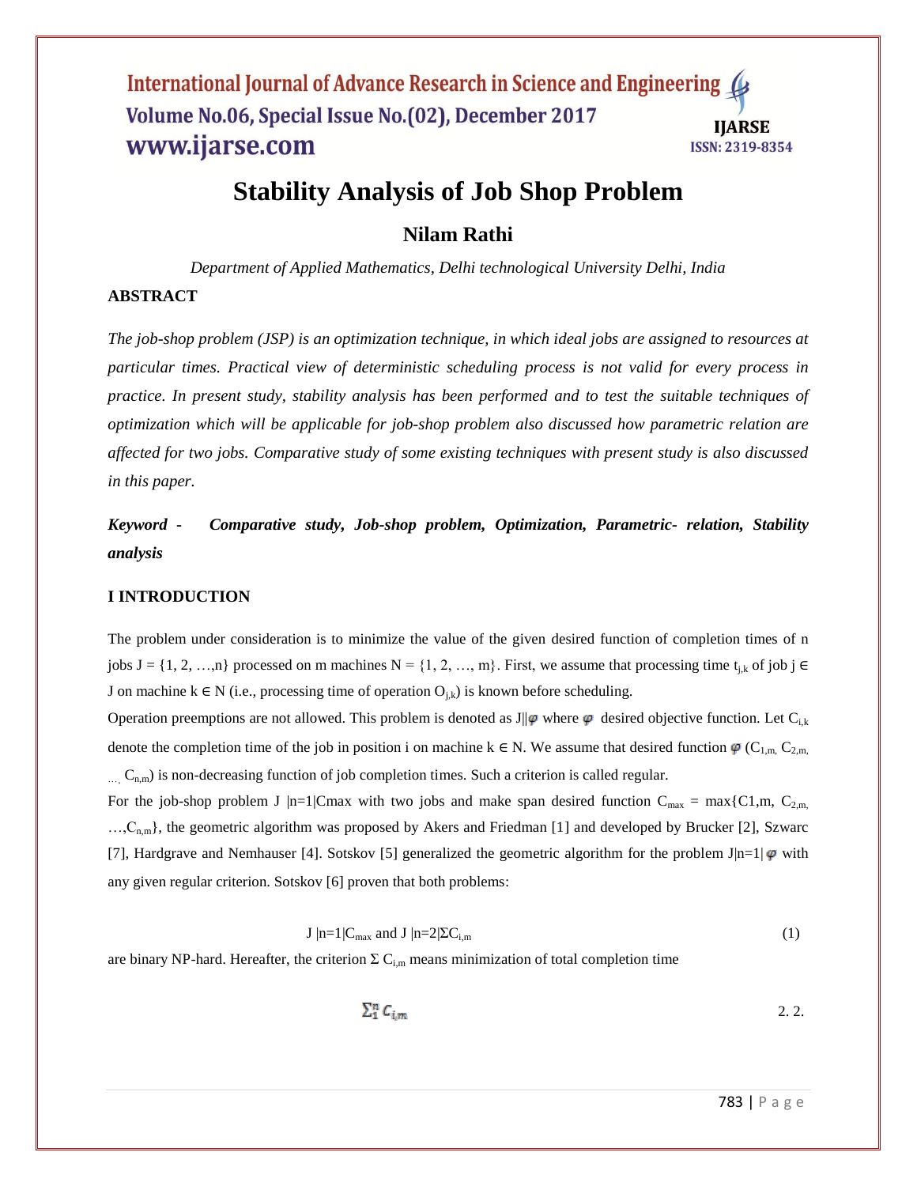# Stability Analysis of Job Shop Problem

## Nilam Rathi

*Department of Applied Mathematics, Delhi technological University Delhi, India*

### ABSTRACT

*The job-shop problem (JSP) is an optimization technique, in which ideal jobs are assigned to resources at particular times. Practical view of deterministic scheduling process is not valid for every process in practice. In present study, stability analysis has been performed and to test the suitable techniques of optimization which will be applicable for job-shop problem also discussed how parametric relation are affected for two jobs. Comparative study of some existing techniques with present study is also discussed in this paper.*

***Keyword - Comparative study, Job-shop problem, Optimization, Parametric- relation, Stability analysis***

### I INTRODUCTION

The problem under consideration is to minimize the value of the given desired function of completion times of n jobs $J = \{1, 2, \ldots, n\}$ processed on m machines $N = \{1, 2, \ldots, m\}$. First, we assume that processing time $t_{j,k}$ of job $j \in J$ on machine $k \in N$ (i.e., processing time of operation $O_{j,k}$) is known before scheduling.

Operation preemptions are not allowed. This problem is denoted as $J||\varphi$ where $\varphi$ desired objective function. Let $C_{i,k}$ denote the completion time of the job in position i on machine $k \in N$. We assume that desired function $\varphi$ $(C_{1,m}, C_{2,m}, \ldots, C_{n,m})$ is non-decreasing function of job completion times. Such a criterion is called regular.

For the job-shop problem $J\ |n=1|C_{max}$ with two jobs and make span desired function $C_{max} = \max\{C1{,}m, C_{2,m}, \ldots, C_{n,m}\}$, the geometric algorithm was proposed by Akers and Friedman [1] and developed by Brucker [2], Szwarc [7], Hardgrave and Nemhauser [4]. Sotskov [5] generalized the geometric algorithm for the problem $J|n=1|\varphi$ with any given regular criterion. Sotskov [6] proven that both problems:

$$J\ |n=1|C_{max} \text{ and } J\ |n=2|\Sigma C_{i,m} \tag{1}$$

are binary NP-hard. Hereafter, the criterion $\Sigma\ C_{i,m}$ means minimization of total completion time

$$\sum_1^n C_{i,m} \qquad 2.\ 2.$$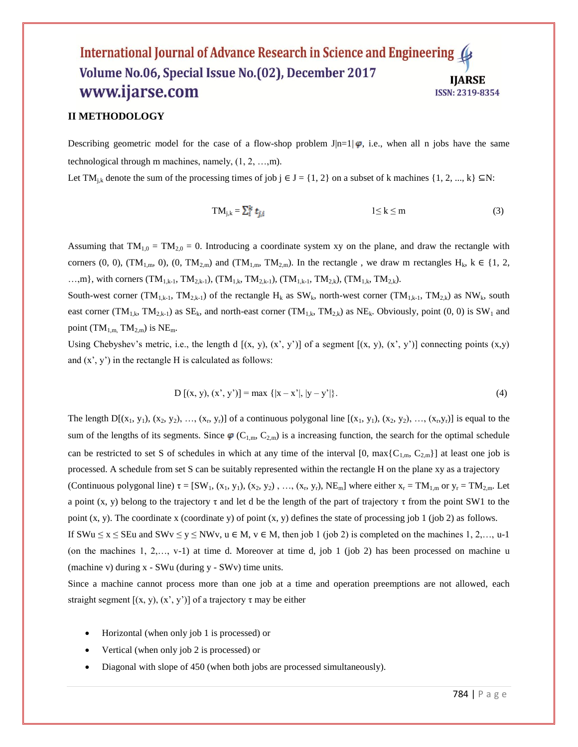## II METHODOLOGY

Describing geometric model for the case of a flow-shop problem $J|n=1|\varphi$, i.e., when all n jobs have the same technological through m machines, namely, (1, 2, …,m).

Let $TM_{j,k}$ denote the sum of the processing times of job $j \in J = \{1, 2\}$ on a subset of k machines $\{1, 2, ..., k\} \subseteq N$:

$$TM_{j,k} = \sum_{i}^{k} t_{j,i} \qquad 1 \leq k \leq m \tag{3}$$

Assuming that $TM_{1,0} = TM_{2,0} = 0$. Introducing a coordinate system xy on the plane, and draw the rectangle with corners (0, 0), $(TM_{1,m}, 0)$, $(0, TM_{2,m})$ and $(TM_{1,m}, TM_{2,m})$. In the rectangle , we draw m rectangles $H_k$, $k \in \{1, 2, …,m\}$, with corners $(TM_{1,k-1}, TM_{2,k-1})$, $(TM_{1,k}, TM_{2,k-1})$, $(TM_{1,k-1}, TM_{2,k})$, $(TM_{1,k}, TM_{2,k})$.

South-west corner $(TM_{1,k-1}, TM_{2,k-1})$ of the rectangle $H_k$ as $SW_k$, north-west corner $(TM_{1,k-1}, TM_{2,k})$ as $NW_k$, south east corner $(TM_{1,k}, TM_{2,k-1})$ as $SE_k$, and north-east corner $(TM_{1,k}, TM_{2,k})$ as $NE_k$. Obviously, point (0, 0) is $SW_1$ and point $(TM_{1,m}, TM_{2,m})$ is $NE_m$.

Using Chebyshev's metric, i.e., the length d [(x, y), (x', y')] of a segment [(x, y), (x', y')] connecting points (x,y) and (x', y') in the rectangle H is calculated as follows:

$$D[(x, y), (x', y')] = \max\{|x - x'|, |y - y'|\}. \tag{4}$$

The length $D[(x_1, y_1), (x_2, y_2), …, (x_r, y_r)]$ of a continuous polygonal line $[(x_1, y_1), (x_2, y_2), …, (x_r, y_r)]$ is equal to the sum of the lengths of its segments. Since $\varphi(C_{1,m}, C_{2,m})$ is a increasing function, the search for the optimal schedule can be restricted to set S of schedules in which at any time of the interval $[0, \max\{C_{1,m}, C_{2,m}\}]$ at least one job is processed. A schedule from set S can be suitably represented within the rectangle H on the plane xy as a trajectory (Continuous polygonal line) $\tau = [SW_1, (x_1, y_1), (x_2, y_2), …, (x_r, y_r), NE_m]$ where either $x_r = TM_{1,m}$ or $y_r = TM_{2,m}$. Let a point (x, y) belong to the trajectory $\tau$ and let d be the length of the part of trajectory $\tau$ from the point SW1 to the point (x, y). The coordinate x (coordinate y) of point (x, y) defines the state of processing job 1 (job 2) as follows.

If $SWu \leq x \leq SEu$ and $SWv \leq y \leq NWv$, $u \in M$, $v \in M$, then job 1 (job 2) is completed on the machines 1, 2,…, u-1 (on the machines 1, 2,…, v-1) at time d. Moreover at time d, job 1 (job 2) has been processed on machine u (machine v) during x - SWu (during y - SWv) time units.

Since a machine cannot process more than one job at a time and operation preemptions are not allowed, each straight segment [(x, y), (x', y')] of a trajectory $\tau$ may be either

- Horizontal (when only job 1 is processed) or
- Vertical (when only job 2 is processed) or
- Diagonal with slope of 450 (when both jobs are processed simultaneously).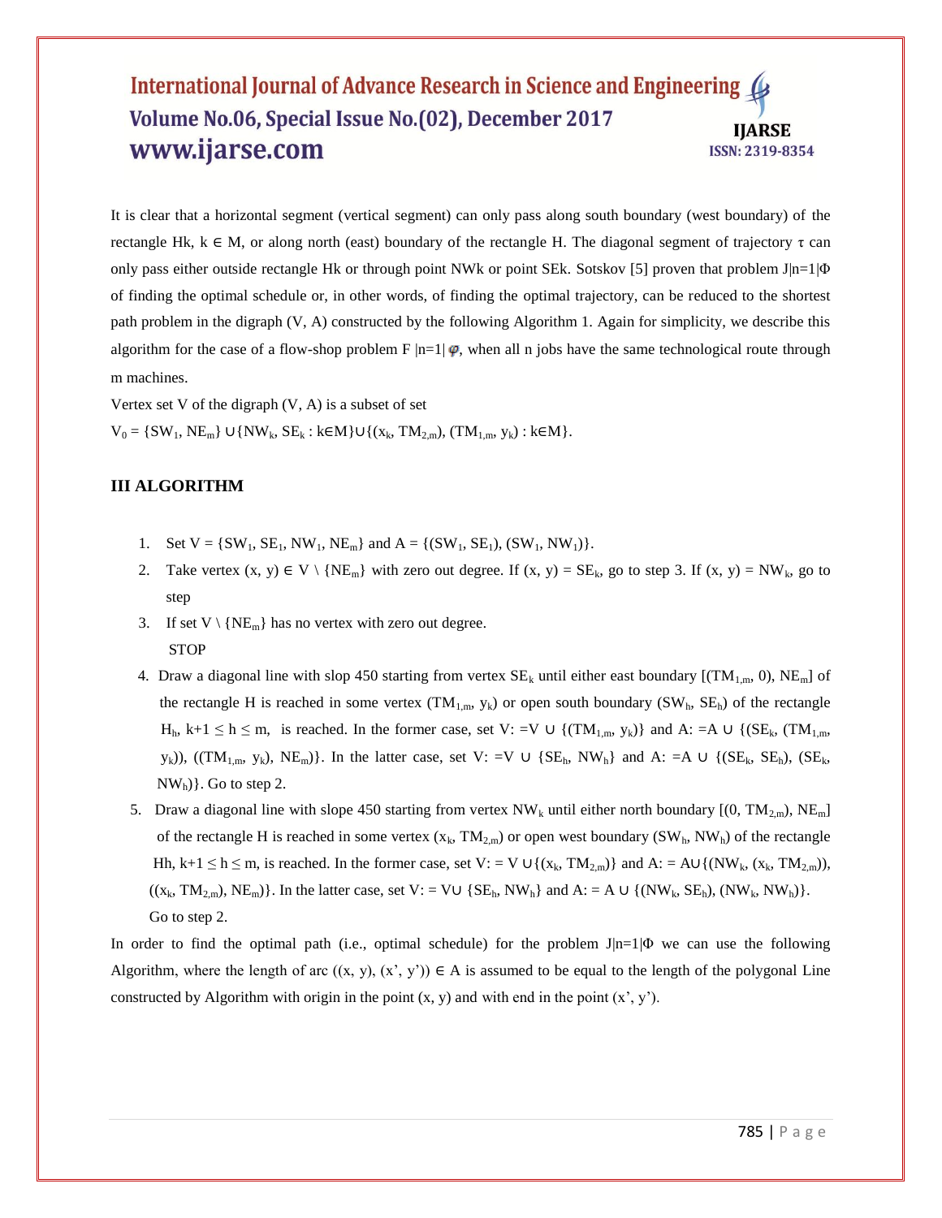It is clear that a horizontal segment (vertical segment) can only pass along south boundary (west boundary) of the rectangle Hk, $k \in M$, or along north (east) boundary of the rectangle H. The diagonal segment of trajectory $\tau$ can only pass either outside rectangle Hk or through point NWk or point SEk. Sotskov [5] proven that problem $J|n=1|\Phi$ of finding the optimal schedule or, in other words, of finding the optimal trajectory, can be reduced to the shortest path problem in the digraph (V, A) constructed by the following Algorithm 1. Again for simplicity, we describe this algorithm for the case of a flow-shop problem $F|n=1|\varphi$, when all n jobs have the same technological route through m machines.

Vertex set V of the digraph (V, A) is a subset of set

$V_0 = \{SW_1, NE_m\} \cup \{NW_k, SE_k : k \in M\} \cup \{(x_k, TM_{2,m}), (TM_{1,m}, y_k) : k \in M\}$.

## III ALGORITHM

1. Set $V = \{SW_1, SE_1, NW_1, NE_m\}$ and $A = \{(SW_1, SE_1), (SW_1, NW_1)\}$.
2. Take vertex $(x, y) \in V \setminus \{NE_m\}$ with zero out degree. If $(x, y) = SE_k$, go to step 3. If $(x, y) = NW_k$, go to step
3. If set $V \setminus \{NE_m\}$ has no vertex with zero out degree.
   STOP
4. Draw a diagonal line with slop 450 starting from vertex $SE_k$ until either east boundary $[(TM_{1,m}, 0), NE_m]$ of the rectangle H is reached in some vertex $(TM_{1,m}, y_k)$ or open south boundary $(SW_h, SE_h)$ of the rectangle $H_h$, $k+1 \leq h \leq m$, is reached. In the former case, set $V: =V \cup \{(TM_{1,m}, y_k)\}$ and $A: =A \cup \{(SE_k, (TM_{1,m}, y_k)), ((TM_{1,m}, y_k), NE_m)\}$. In the latter case, set $V: =V \cup \{SE_h, NW_h\}$ and $A: =A \cup \{(SE_k, SE_h), (SE_k, NW_h)\}$. Go to step 2.
5. Draw a diagonal line with slope 450 starting from vertex $NW_k$ until either north boundary $[(0, TM_{2,m}), NE_m]$ of the rectangle H is reached in some vertex $(x_k, TM_{2,m})$ or open west boundary $(SW_h, NW_h)$ of the rectangle Hh, $k+1 \leq h \leq m$, is reached. In the former case, set $V: = V \cup \{(x_k, TM_{2,m})\}$ and $A: = A \cup \{(NW_k, (x_k, TM_{2,m})), ((x_k, TM_{2,m}), NE_m)\}$. In the latter case, set $V: = V \cup \{SE_h, NW_h\}$ and $A: = A \cup \{(NW_k, SE_h), (NW_k, NW_h)\}$. Go to step 2.

In order to find the optimal path (i.e., optimal schedule) for the problem $J|n=1|\Phi$ we can use the following Algorithm, where the length of arc $((x, y), (x', y')) \in A$ is assumed to be equal to the length of the polygonal Line constructed by Algorithm with origin in the point (x, y) and with end in the point (x', y').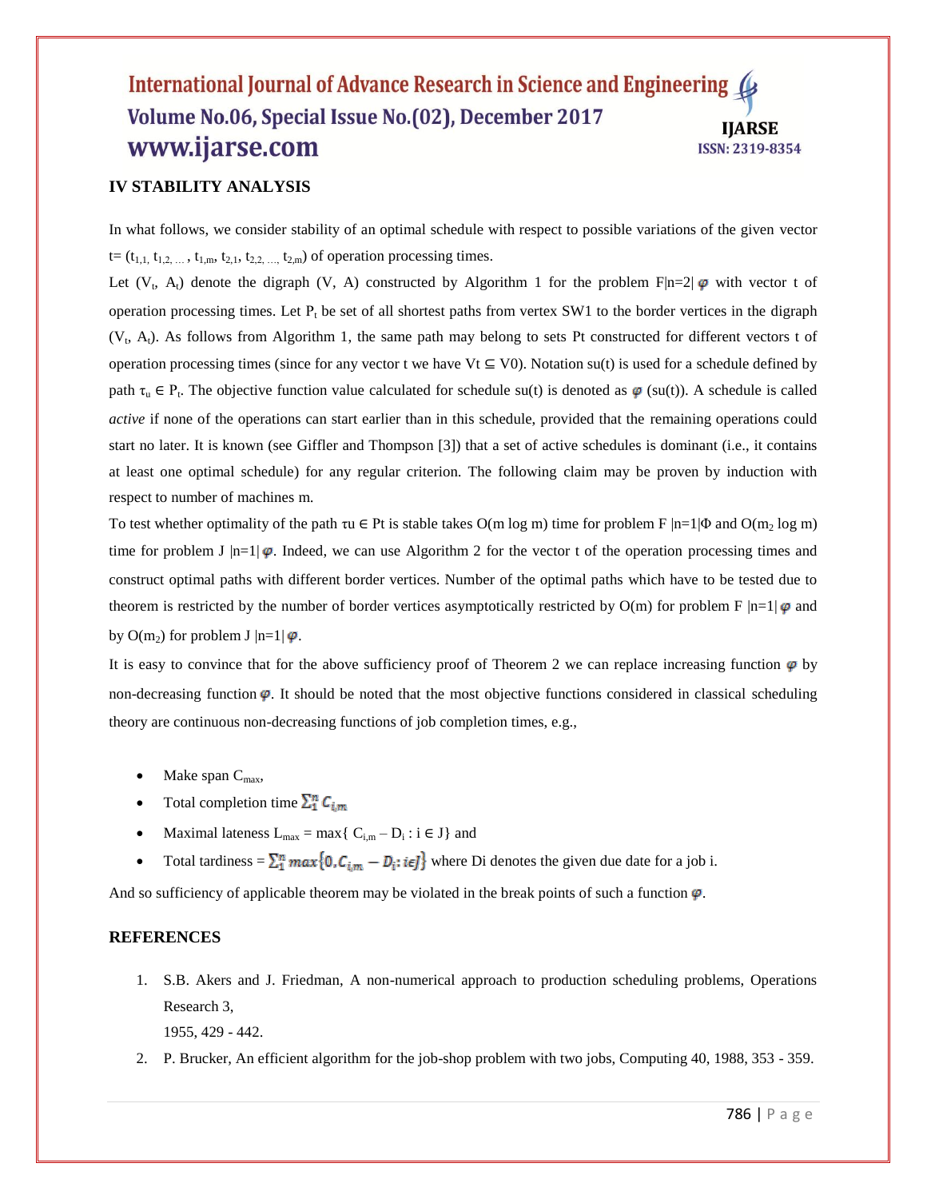## IV STABILITY ANALYSIS

In what follows, we consider stability of an optimal schedule with respect to possible variations of the given vector $t = (t_{1,1}, t_{1,2, \ldots}, t_{1,m}, t_{2,1}, t_{2,2, \ldots}, t_{2,m})$ of operation processing times.

Let $(V_t, A_t)$ denote the digraph (V, A) constructed by Algorithm 1 for the problem $F|n=2|\varphi$ with vector t of operation processing times. Let $P_t$ be set of all shortest paths from vertex SW1 to the border vertices in the digraph $(V_t, A_t)$. As follows from Algorithm 1, the same path may belong to sets Pt constructed for different vectors t of operation processing times (since for any vector t we have $Vt \subseteq V0$). Notation su(t) is used for a schedule defined by path $\tau_u \in P_t$. The objective function value calculated for schedule su(t) is denoted as $\varphi$ (su(t)). A schedule is called *active* if none of the operations can start earlier than in this schedule, provided that the remaining operations could start no later. It is known (see Giffler and Thompson [3]) that a set of active schedules is dominant (i.e., it contains at least one optimal schedule) for any regular criterion. The following claim may be proven by induction with respect to number of machines m.

To test whether optimality of the path $\tau u \in Pt$ is stable takes O(m log m) time for problem $F|n=1|\Phi$ and $O(m_2 \log m)$ time for problem $J|n=1|\varphi$. Indeed, we can use Algorithm 2 for the vector t of the operation processing times and construct optimal paths with different border vertices. Number of the optimal paths which have to be tested due to theorem is restricted by the number of border vertices asymptotically restricted by O(m) for problem $F|n=1|\varphi$ and by $O(m_2)$ for problem $J|n=1|\varphi$.

It is easy to convince that for the above sufficiency proof of Theorem 2 we can replace increasing function $\varphi$ by non-decreasing function $\varphi$. It should be noted that the most objective functions considered in classical scheduling theory are continuous non-decreasing functions of job completion times, e.g.,

- Make span $C_{max}$,
- Total completion time $\sum_1^n C_{i,m}$
- Maximal lateness $L_{max} = \max\{ C_{i,m} - D_i : i \in J\}$ and
- Total tardiness = $\sum_1^n max\{0, C_{i,m} - D_i : i \in J\}$ where Di denotes the given due date for a job i.

And so sufficiency of applicable theorem may be violated in the break points of such a function $\varphi$.

## REFERENCES

1. S.B. Akers and J. Friedman, A non-numerical approach to production scheduling problems, Operations Research 3,
   1955, 429 - 442.
2. P. Brucker, An efficient algorithm for the job-shop problem with two jobs, Computing 40, 1988, 353 - 359.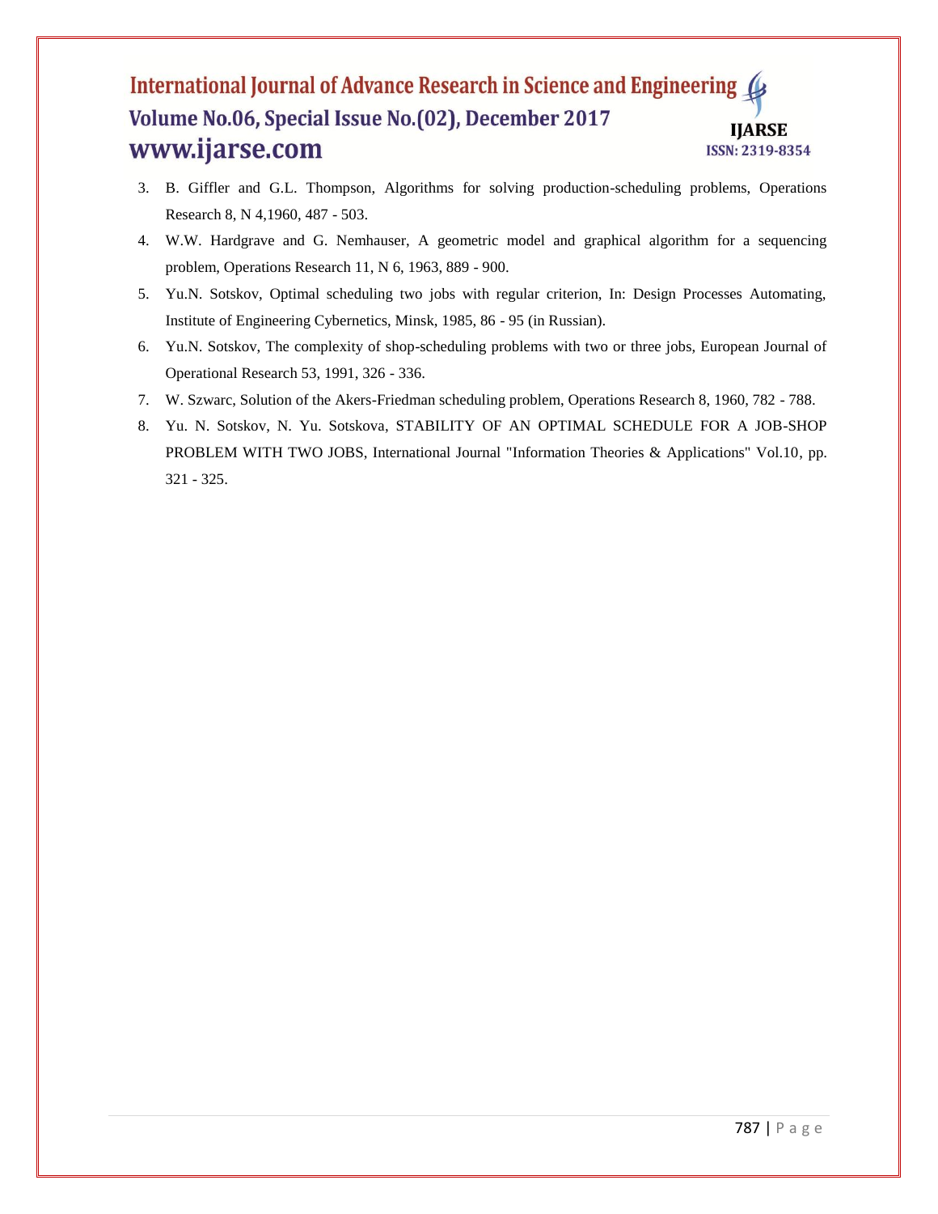3. B. Giffler and G.L. Thompson, Algorithms for solving production-scheduling problems, Operations Research 8, N 4,1960, 487 - 503.
4. W.W. Hardgrave and G. Nemhauser, A geometric model and graphical algorithm for a sequencing problem, Operations Research 11, N 6, 1963, 889 - 900.
5. Yu.N. Sotskov, Optimal scheduling two jobs with regular criterion, In: Design Processes Automating, Institute of Engineering Cybernetics, Minsk, 1985, 86 - 95 (in Russian).
6. Yu.N. Sotskov, The complexity of shop-scheduling problems with two or three jobs, European Journal of Operational Research 53, 1991, 326 - 336.
7. W. Szwarc, Solution of the Akers-Friedman scheduling problem, Operations Research 8, 1960, 782 - 788.
8. Yu. N. Sotskov, N. Yu. Sotskova, STABILITY OF AN OPTIMAL SCHEDULE FOR A JOB-SHOP PROBLEM WITH TWO JOBS, International Journal "Information Theories & Applications" Vol.10, pp. 321 - 325.